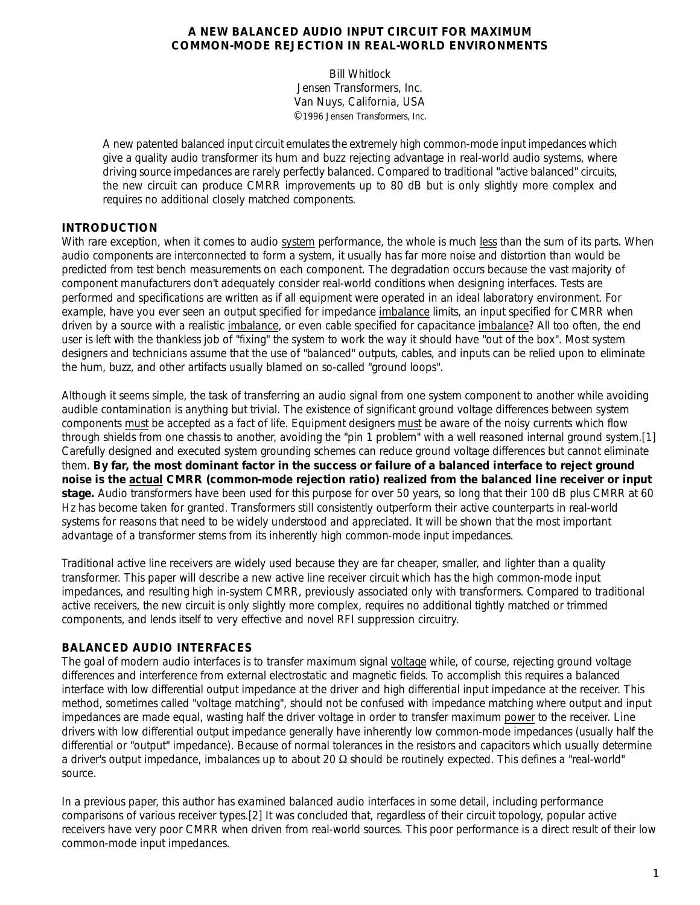# A NEW BALANCED AUDIO INPUT CIRCUIT FOR MAXIMUM COMMON-MODE REJECTION IN REAL-WORLD ENVIRONMENTS

Bill Whitlock
Jensen Transformers, Inc.
Van Nuys, California, USA
©1996 Jensen Transformers, Inc.

A new patented balanced input circuit emulates the extremely high common-mode input impedances which give a quality audio transformer its hum and buzz rejecting advantage in real-world audio systems, where driving source impedances are rarely perfectly balanced. Compared to traditional "active balanced" circuits, the new circuit can produce CMRR improvements up to 80 dB but is only slightly more complex and requires no additional closely matched components.

## INTRODUCTION

With rare exception, when it comes to audio system performance, the whole is much less than the sum of its parts. When audio components are interconnected to form a system, it usually has far more noise and distortion than would be predicted from test bench measurements on each component. The degradation occurs because the vast majority of component manufacturers don't adequately consider real-world conditions when designing interfaces. Tests are performed and specifications are written as if all equipment were operated in an ideal laboratory environment. For example, have you ever seen an output specified for impedance imbalance limits, an input specified for CMRR when driven by a source with a realistic imbalance, or even cable specified for capacitance imbalance? All too often, the end user is left with the thankless job of "fixing" the system to work the way it should have "out of the box". Most system designers and technicians assume that the use of "balanced" outputs, cables, and inputs can be relied upon to eliminate the hum, buzz, and other artifacts usually blamed on so-called "ground loops".

Although it seems simple, the task of transferring an audio signal from one system component to another while avoiding audible contamination is anything but trivial. The existence of significant ground voltage differences between system components must be accepted as a fact of life. Equipment designers must be aware of the noisy currents which flow through shields from one chassis to another, avoiding the "pin 1 problem" with a well reasoned internal ground system.[1] Carefully designed and executed system grounding schemes can reduce ground voltage differences but cannot eliminate them. **By far, the most dominant factor in the success or failure of a balanced interface to reject ground noise is the actual CMRR (common-mode rejection ratio) realized from the balanced line receiver or input stage.** Audio transformers have been used for this purpose for over 50 years, so long that their 100 dB plus CMRR at 60 Hz has become taken for granted. Transformers still consistently outperform their active counterparts in real-world systems for reasons that need to be widely understood and appreciated. It will be shown that the most important advantage of a transformer stems from its inherently high common-mode input impedances.

Traditional active line receivers are widely used because they are far cheaper, smaller, and lighter than a quality transformer. This paper will describe a new active line receiver circuit which has the high common-mode input impedances, and resulting high in-system CMRR, previously associated only with transformers. Compared to traditional active receivers, the new circuit is only slightly more complex, requires no additional tightly matched or trimmed components, and lends itself to very effective and novel RFI suppression circuitry.

## BALANCED AUDIO INTERFACES

The goal of modern audio interfaces is to transfer maximum signal voltage while, of course, rejecting ground voltage differences and interference from external electrostatic and magnetic fields. To accomplish this requires a balanced interface with low differential output impedance at the driver and high differential input impedance at the receiver. This method, sometimes called "voltage matching", should not be confused with impedance matching where output and input impedances are made equal, wasting half the driver voltage in order to transfer maximum power to the receiver. Line drivers with low differential output impedance generally have inherently low common-mode impedances (usually half the differential or "output" impedance). Because of normal tolerances in the resistors and capacitors which usually determine a driver's output impedance, imbalances up to about 20 Ω should be routinely expected. This defines a "real-world" source.

In a previous paper, this author has examined balanced audio interfaces in some detail, including performance comparisons of various receiver types.[2] It was concluded that, regardless of their circuit topology, popular active receivers have very poor CMRR when driven from real-world sources. This poor performance is a direct result of their low common-mode input impedances.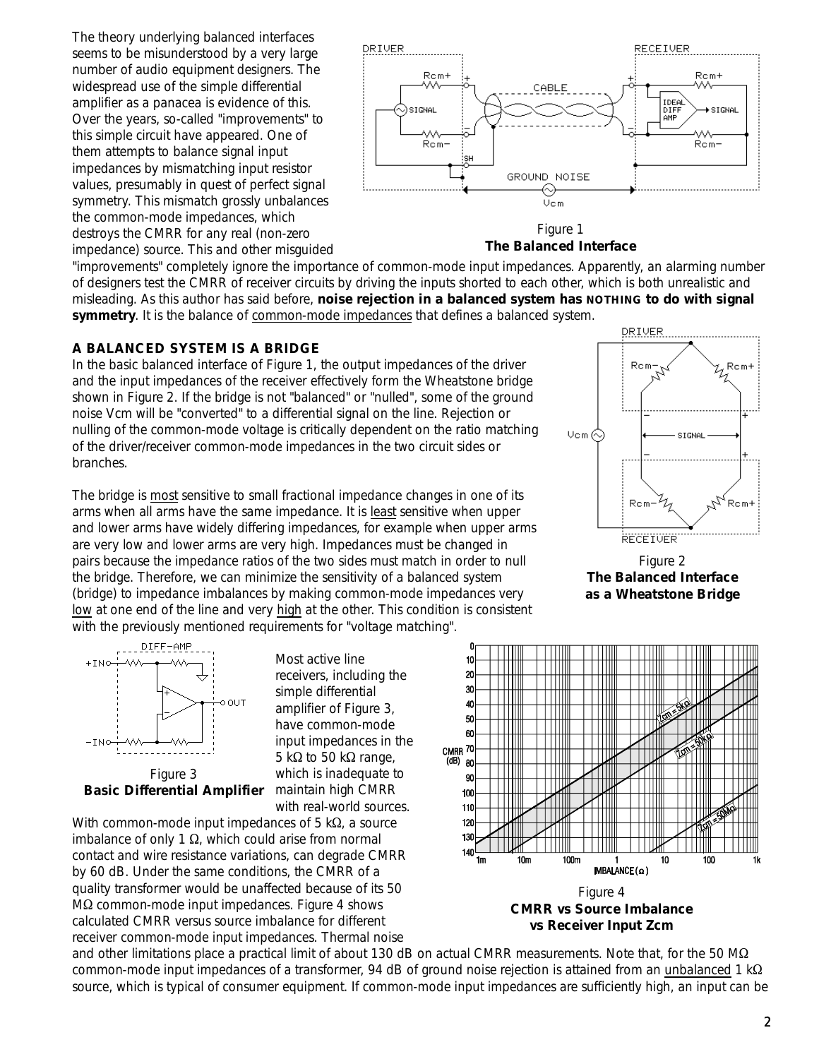The theory underlying balanced interfaces seems to be misunderstood by a very large number of audio equipment designers. The widespread use of the simple differential amplifier as a panacea is evidence of this. Over the years, so-called "improvements" to this simple circuit have appeared. One of them attempts to balance signal input impedances by mismatching input resistor values, presumably in quest of perfect signal symmetry. This mismatch grossly unbalances the common-mode impedances, which destroys the CMRR for any real (non-zero impedance) source. This and other misguided "improvements" completely ignore the importance of common-mode input impedances. Apparently, an alarming number of designers test the CMRR of receiver circuits by driving the inputs shorted to each other, which is both unrealistic and misleading. As this author has said before, **noise rejection in a balanced system has NOTHING to do with signal symmetry**. It is the balance of common-mode impedances that defines a balanced system.

Figure 1
**The Balanced Interface**

## A BALANCED SYSTEM IS A BRIDGE

In the basic balanced interface of Figure 1, the output impedances of the driver and the input impedances of the receiver effectively form the Wheatstone bridge shown in Figure 2. If the bridge is not "balanced" or "nulled", some of the ground noise Vcm will be "converted" to a differential signal on the line. Rejection or nulling of the common-mode voltage is critically dependent on the ratio matching of the driver/receiver common-mode impedances in the two circuit sides or branches.

The bridge is most sensitive to small fractional impedance changes in one of its arms when all arms have the same impedance. It is least sensitive when upper and lower arms have widely differing impedances, for example when upper arms are very low and lower arms are very high. Impedances must be changed in pairs because the impedance ratios of the two sides must match in order to null the bridge. Therefore, we can minimize the sensitivity of a balanced system (bridge) to impedance imbalances by making common-mode impedances very low at one end of the line and very high at the other. This condition is consistent with the previously mentioned requirements for "voltage matching".

Figure 2
**The Balanced Interface as a Wheatstone Bridge**

Figure 3
**Basic Differential Amplifier**

Most active line receivers, including the simple differential amplifier of Figure 3, have common-mode input impedances in the 5 kΩ to 50 kΩ range, which is inadequate to maintain high CMRR with real-world sources. With common-mode input impedances of 5 kΩ, a source imbalance of only 1 Ω, which could arise from normal contact and wire resistance variations, can degrade CMRR by 60 dB. Under the same conditions, the CMRR of a quality transformer would be unaffected because of its 50 MΩ common-mode input impedances. Figure 4 shows calculated CMRR versus source imbalance for different receiver common-mode input impedances. Thermal noise and other limitations place a practical limit of about 130 dB on actual CMRR measurements. Note that, for the 50 MΩ common-mode input impedances of a transformer, 94 dB of ground noise rejection is attained from an unbalanced 1 kΩ source, which is typical of consumer equipment. If common-mode input impedances are sufficiently high, an input can be

Figure 4
**CMRR vs Source Imbalance vs Receiver Input Zcm**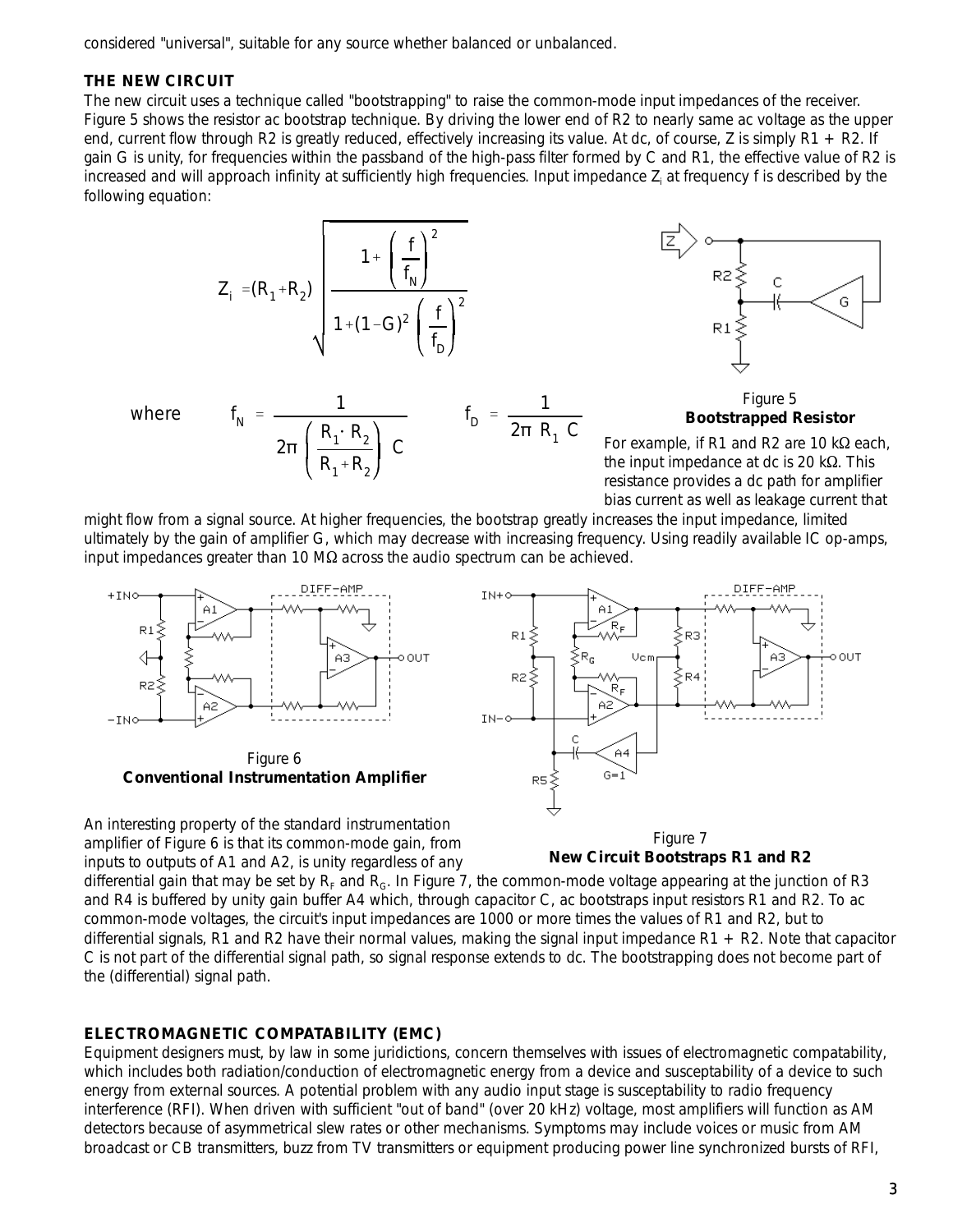considered "universal", suitable for any source whether balanced or unbalanced.

### THE NEW CIRCUIT

The new circuit uses a technique called "bootstrapping" to raise the common-mode input impedances of the receiver. Figure 5 shows the resistor ac bootstrap technique. By driving the lower end of R2 to nearly same ac voltage as the upper end, current flow through R2 is greatly reduced, effectively increasing its value. At dc, of course, Z is simply R1 + R2. If gain G is unity, for frequencies within the passband of the high-pass filter formed by C and R1, the effective value of R2 is increased and will approach infinity at sufficiently high frequencies. Input impedance $Z_i$ at frequency f is described by the following equation:

$$Z_i = (R_1 + R_2)\sqrt{\frac{1 + \left(\frac{f}{f_N}\right)^2}{1 + (1-G)^2\left(\frac{f}{f_D}\right)^2}}$$

where

$$f_N = \frac{1}{2\pi\left(\frac{R_1 \cdot R_2}{R_1 + R_2}\right)C} \qquad f_D = \frac{1}{2\pi\, R_1\, C}$$

Figure 5
**Bootstrapped Resistor**

For example, if R1 and R2 are 10 kΩ each, the input impedance at dc is 20 kΩ. This resistance provides a dc path for amplifier bias current as well as leakage current that might flow from a signal source. At higher frequencies, the bootstrap greatly increases the input impedance, limited ultimately by the gain of amplifier G, which may decrease with increasing frequency. Using readily available IC op-amps, input impedances greater than 10 MΩ across the audio spectrum can be achieved.

Figure 6
**Conventional Instrumentation Amplifier**

Figure 7
**New Circuit Bootstraps R1 and R2**

An interesting property of the standard instrumentation amplifier of Figure 6 is that its common-mode gain, from inputs to outputs of A1 and A2, is unity regardless of any differential gain that may be set by $R_F$ and $R_G$. In Figure 7, the common-mode voltage appearing at the junction of R3 and R4 is buffered by unity gain buffer A4 which, through capacitor C, ac bootstraps input resistors R1 and R2. To ac common-mode voltages, the circuit's input impedances are 1000 or more times the values of R1 and R2, but to differential signals, R1 and R2 have their normal values, making the signal input impedance R1 + R2. Note that capacitor C is not part of the differential signal path, so signal response extends to dc. The bootstrapping does not become part of the (differential) signal path.

### ELECTROMAGNETIC COMPATABILITY (EMC)

Equipment designers must, by law in some juridictions, concern themselves with issues of electromagnetic compatability, which includes both radiation/conduction of electromagnetic energy from a device and susceptability of a device to such energy from external sources. A potential problem with any audio input stage is susceptability to radio frequency interference (RFI). When driven with sufficient "out of band" (over 20 kHz) voltage, most amplifiers will function as AM detectors because of asymmetrical slew rates or other mechanisms. Symptoms may include voices or music from AM broadcast or CB transmitters, buzz from TV transmitters or equipment producing power line synchronized bursts of RFI,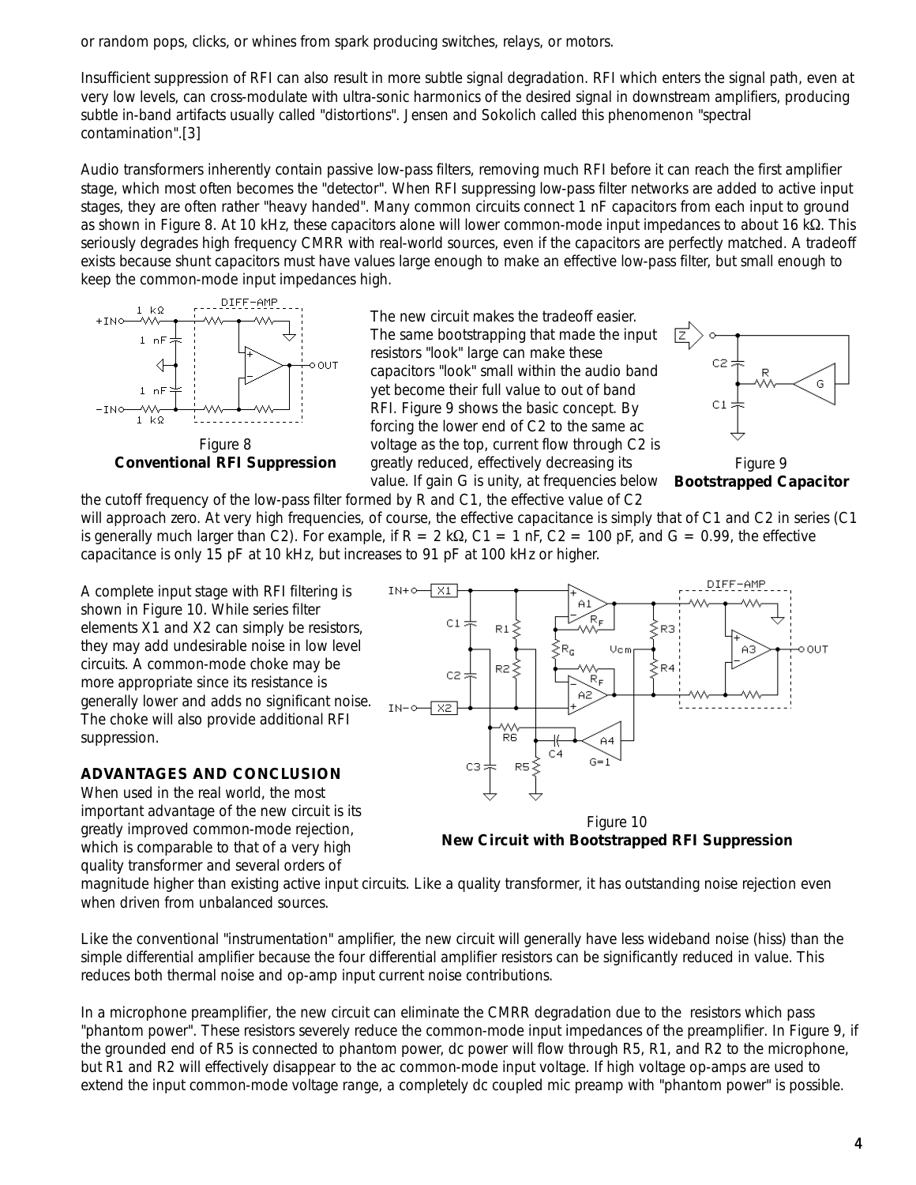or random pops, clicks, or whines from spark producing switches, relays, or motors.

Insufficient suppression of RFI can also result in more subtle signal degradation. RFI which enters the signal path, even at very low levels, can cross-modulate with ultra-sonic harmonics of the desired signal in downstream amplifiers, producing subtle in-band artifacts usually called "distortions". Jensen and Sokolich called this phenomenon "spectral contamination".[3]

Audio transformers inherently contain passive low-pass filters, removing much RFI before it can reach the first amplifier stage, which most often becomes the "detector". When RFI suppressing low-pass filter networks are added to active input stages, they are often rather "heavy handed". Many common circuits connect 1 nF capacitors from each input to ground as shown in Figure 8. At 10 kHz, these capacitors alone will lower common-mode input impedances to about 16 kΩ. This seriously degrades high frequency CMRR with real-world sources, even if the capacitors are perfectly matched. A tradeoff exists because shunt capacitors must have values large enough to make an effective low-pass filter, but small enough to keep the common-mode input impedances high.

Figure 8
**Conventional RFI Suppression**

The new circuit makes the tradeoff easier. The same bootstrapping that made the input resistors "look" large can make these capacitors "look" small within the audio band yet become their full value to out of band RFI. Figure 9 shows the basic concept. By forcing the lower end of C2 to the same ac voltage as the top, current flow through C2 is greatly reduced, effectively decreasing its value. If gain G is unity, at frequencies below the cutoff frequency of the low-pass filter formed by R and C1, the effective value of C2 will approach zero. At very high frequencies, of course, the effective capacitance is simply that of C1 and C2 in series (C1 is generally much larger than C2). For example, if R = 2 kΩ, C1 = 1 nF, C2 = 100 pF, and G = 0.99, the effective capacitance is only 15 pF at 10 kHz, but increases to 91 pF at 100 kHz or higher.

Figure 9
**Bootstrapped Capacitor**

A complete input stage with RFI filtering is shown in Figure 10. While series filter elements X1 and X2 can simply be resistors, they may add undesirable noise in low level circuits. A common-mode choke may be more appropriate since its resistance is generally lower and adds no significant noise. The choke will also provide additional RFI suppression.

Figure 10
**New Circuit with Bootstrapped RFI Suppression**

## ADVANTAGES AND CONCLUSION

When used in the real world, the most important advantage of the new circuit is its greatly improved common-mode rejection, which is comparable to that of a very high quality transformer and several orders of magnitude higher than existing active input circuits. Like a quality transformer, it has outstanding noise rejection even when driven from unbalanced sources.

Like the conventional "instrumentation" amplifier, the new circuit will generally have less wideband noise (hiss) than the simple differential amplifier because the four differential amplifier resistors can be significantly reduced in value. This reduces both thermal noise and op-amp input current noise contributions.

In a microphone preamplifier, the new circuit can eliminate the CMRR degradation due to the resistors which pass "phantom power". These resistors severely reduce the common-mode input impedances of the preamplifier. In Figure 9, if the grounded end of R5 is connected to phantom power, dc power will flow through R5, R1, and R2 to the microphone, but R1 and R2 will effectively disappear to the ac common-mode input voltage. If high voltage op-amps are used to extend the input common-mode voltage range, a completely dc coupled mic preamp with "phantom power" is possible.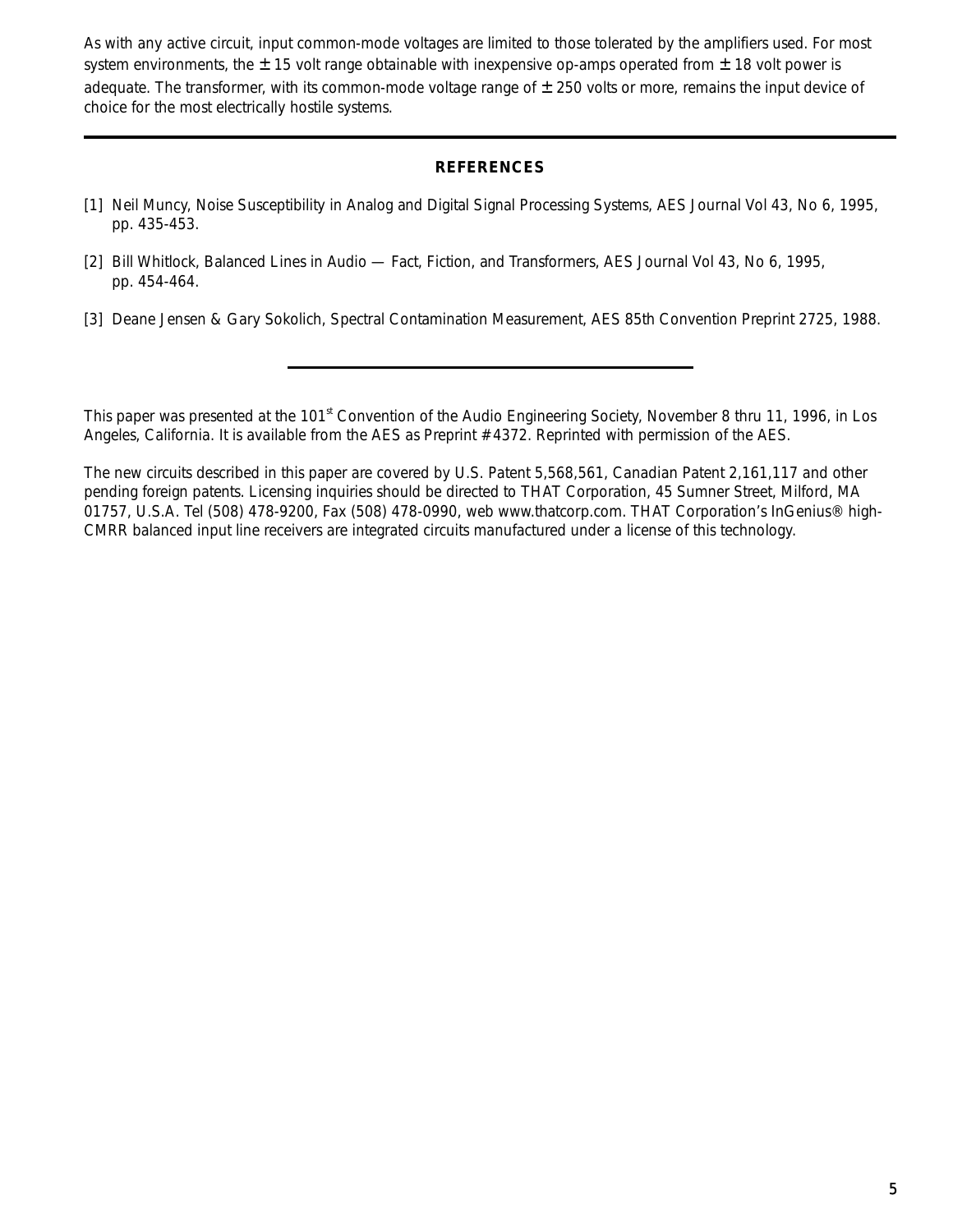As with any active circuit, input common-mode voltages are limited to those tolerated by the amplifiers used. For most system environments, the ± 15 volt range obtainable with inexpensive op-amps operated from ± 18 volt power is adequate. The transformer, with its common-mode voltage range of ± 250 volts or more, remains the input device of choice for the most electrically hostile systems.

---

## REFERENCES

[1] Neil Muncy, Noise Susceptibility in Analog and Digital Signal Processing Systems, AES Journal Vol 43, No 6, 1995, pp. 435-453.

[2] Bill Whitlock, Balanced Lines in Audio — Fact, Fiction, and Transformers, AES Journal Vol 43, No 6, 1995, pp. 454-464.

[3] Deane Jensen & Gary Sokolich, Spectral Contamination Measurement, AES 85th Convention Preprint 2725, 1988.

---

This paper was presented at the 101st Convention of the Audio Engineering Society, November 8 thru 11, 1996, in Los Angeles, California. It is available from the AES as Preprint #4372. Reprinted with permission of the AES.

The new circuits described in this paper are covered by U.S. Patent 5,568,561, Canadian Patent 2,161,117 and other pending foreign patents. Licensing inquiries should be directed to THAT Corporation, 45 Sumner Street, Milford, MA 01757, U.S.A. Tel (508) 478-9200, Fax (508) 478-0990, web www.thatcorp.com. THAT Corporation's InGenius® high-CMRR balanced input line receivers are integrated circuits manufactured under a license of this technology.